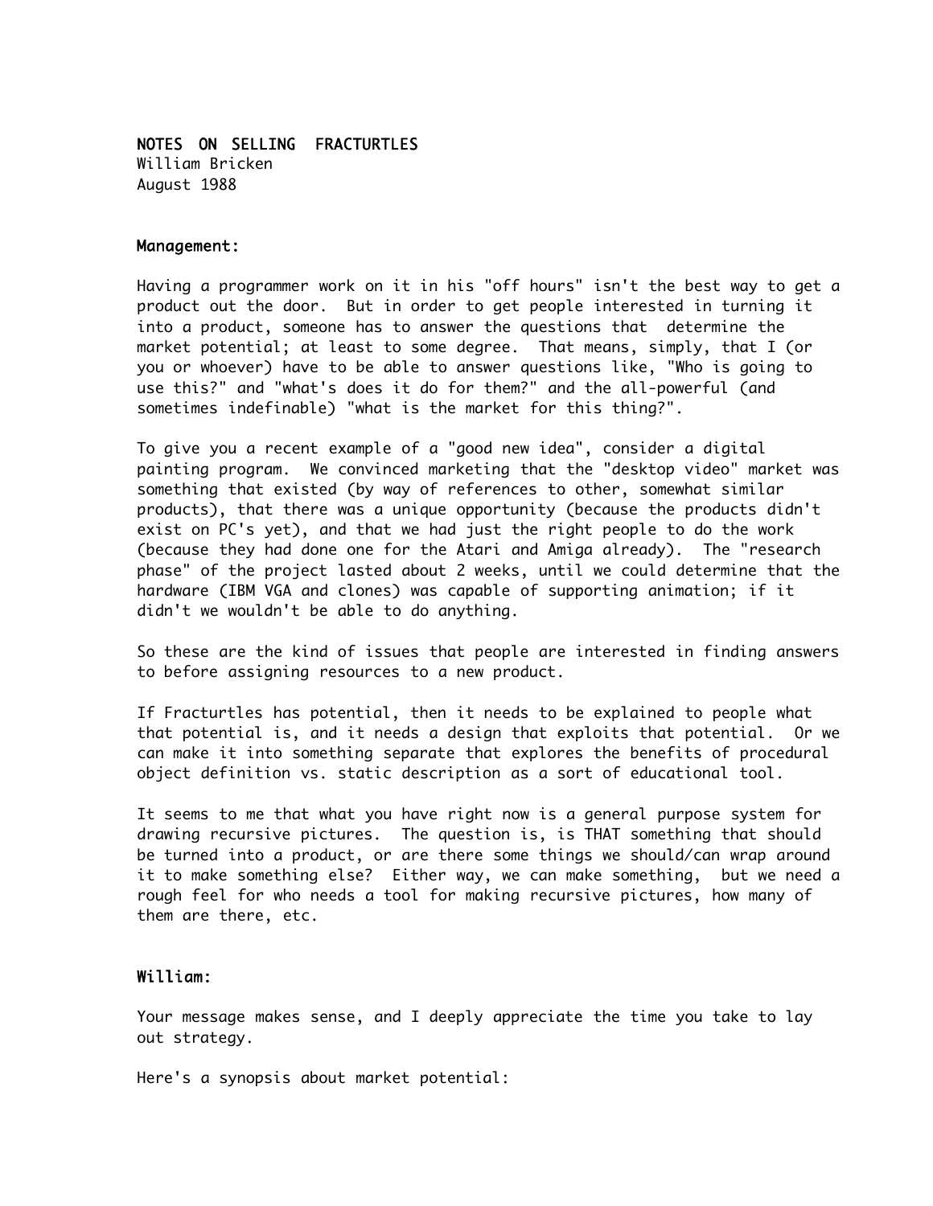# NOTES ON SELLING FRACTURTLES

William Bricken
August 1988

## Management:

Having a programmer work on it in his "off hours" isn't the best way to get a product out the door. But in order to get people interested in turning it into a product, someone has to answer the questions that determine the market potential; at least to some degree. That means, simply, that I (or you or whoever) have to be able to answer questions like, "Who is going to use this?" and "what's does it do for them?" and the all-powerful (and sometimes indefinable) "what is the market for this thing?".

To give you a recent example of a "good new idea", consider a digital painting program. We convinced marketing that the "desktop video" market was something that existed (by way of references to other, somewhat similar products), that there was a unique opportunity (because the products didn't exist on PC's yet), and that we had just the right people to do the work (because they had done one for the Atari and Amiga already). The "research phase" of the project lasted about 2 weeks, until we could determine that the hardware (IBM VGA and clones) was capable of supporting animation; if it didn't we wouldn't be able to do anything.

So these are the kind of issues that people are interested in finding answers to before assigning resources to a new product.

If Fracturtles has potential, then it needs to be explained to people what that potential is, and it needs a design that exploits that potential. Or we can make it into something separate that explores the benefits of procedural object definition vs. static description as a sort of educational tool.

It seems to me that what you have right now is a general purpose system for drawing recursive pictures. The question is, is THAT something that should be turned into a product, or are there some things we should/can wrap around it to make something else? Either way, we can make something, but we need a rough feel for who needs a tool for making recursive pictures, how many of them are there, etc.

## William:

Your message makes sense, and I deeply appreciate the time you take to lay out strategy.

Here's a synopsis about market potential: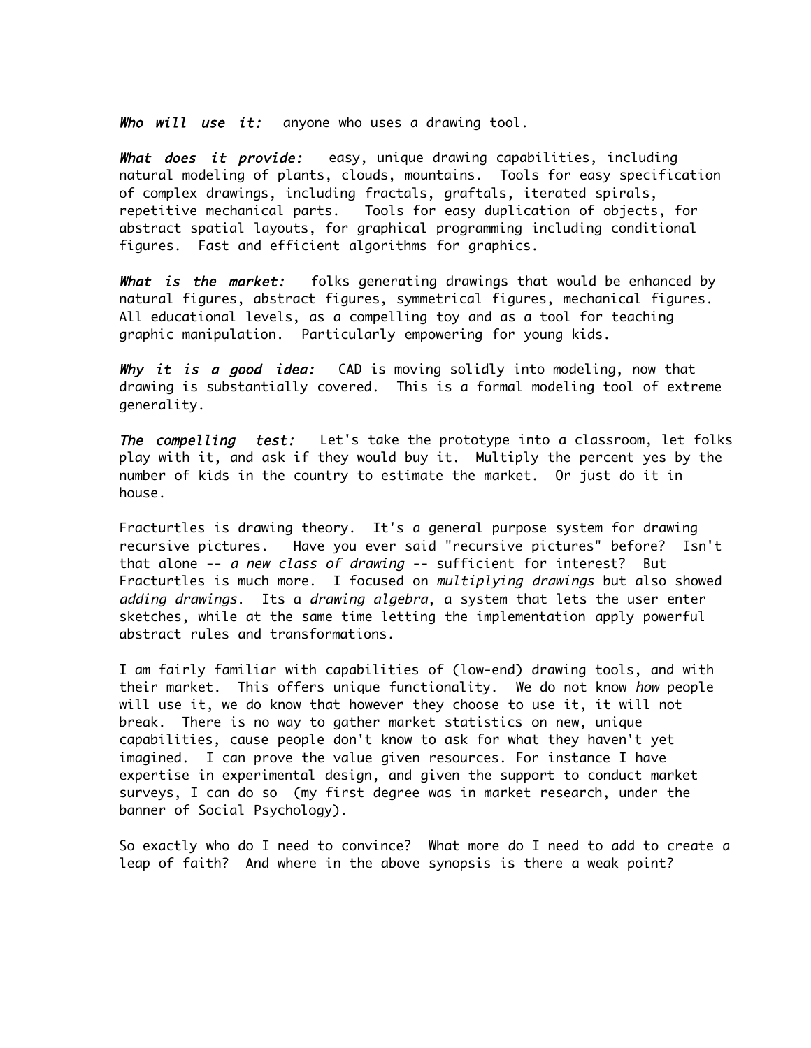***Who will use it:*** anyone who uses a drawing tool.

***What does it provide:*** easy, unique drawing capabilities, including natural modeling of plants, clouds, mountains. Tools for easy specification of complex drawings, including fractals, graftals, iterated spirals, repetitive mechanical parts. Tools for easy duplication of objects, for abstract spatial layouts, for graphical programming including conditional figures. Fast and efficient algorithms for graphics.

***What is the market:*** folks generating drawings that would be enhanced by natural figures, abstract figures, symmetrical figures, mechanical figures. All educational levels, as a compelling toy and as a tool for teaching graphic manipulation. Particularly empowering for young kids.

***Why it is a good idea:*** CAD is moving solidly into modeling, now that drawing is substantially covered. This is a formal modeling tool of extreme generality.

***The compelling test:*** Let's take the prototype into a classroom, let folks play with it, and ask if they would buy it. Multiply the percent yes by the number of kids in the country to estimate the market. Or just do it in house.

Fracturtles is drawing theory. It's a general purpose system for drawing recursive pictures. Have you ever said "recursive pictures" before? Isn't that alone -- *a new class of drawing* -- sufficient for interest? But Fracturtles is much more. I focused on *multiplying drawings* but also showed *adding drawings*. Its a *drawing algebra*, a system that lets the user enter sketches, while at the same time letting the implementation apply powerful abstract rules and transformations.

I am fairly familiar with capabilities of (low-end) drawing tools, and with their market. This offers unique functionality. We do not know *how* people will use it, we do know that however they choose to use it, it will not break. There is no way to gather market statistics on new, unique capabilities, cause people don't know to ask for what they haven't yet imagined. I can prove the value given resources. For instance I have expertise in experimental design, and given the support to conduct market surveys, I can do so (my first degree was in market research, under the banner of Social Psychology).

So exactly who do I need to convince? What more do I need to add to create a leap of faith? And where in the above synopsis is there a weak point?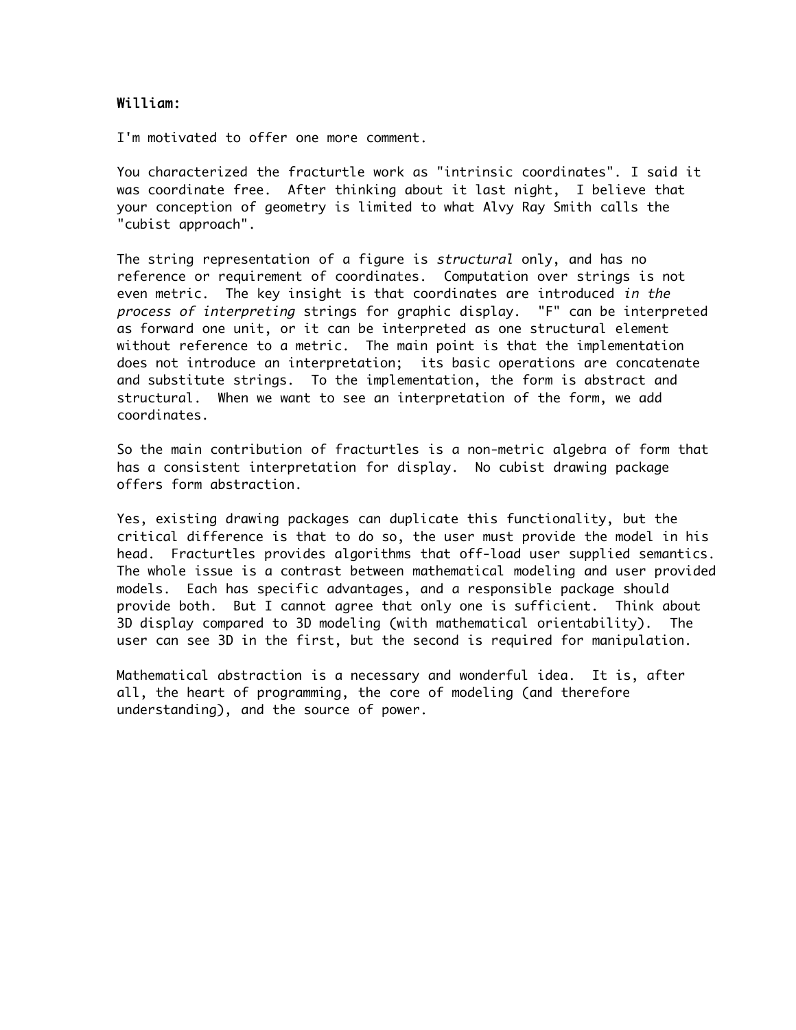**William:**

I'm motivated to offer one more comment.

You characterized the fracturtle work as "intrinsic coordinates". I said it was coordinate free. After thinking about it last night, I believe that your conception of geometry is limited to what Alvy Ray Smith calls the "cubist approach".

The string representation of a figure is *structural* only, and has no reference or requirement of coordinates. Computation over strings is not even metric. The key insight is that coordinates are introduced *in the process of interpreting* strings for graphic display. "F" can be interpreted as forward one unit, or it can be interpreted as one structural element without reference to a metric. The main point is that the implementation does not introduce an interpretation; its basic operations are concatenate and substitute strings. To the implementation, the form is abstract and structural. When we want to see an interpretation of the form, we add coordinates.

So the main contribution of fracturtles is a non-metric algebra of form that has a consistent interpretation for display. No cubist drawing package offers form abstraction.

Yes, existing drawing packages can duplicate this functionality, but the critical difference is that to do so, the user must provide the model in his head. Fracturtles provides algorithms that off-load user supplied semantics. The whole issue is a contrast between mathematical modeling and user provided models. Each has specific advantages, and a responsible package should provide both. But I cannot agree that only one is sufficient. Think about 3D display compared to 3D modeling (with mathematical orientability). The user can see 3D in the first, but the second is required for manipulation.

Mathematical abstraction is a necessary and wonderful idea. It is, after all, the heart of programming, the core of modeling (and therefore understanding), and the source of power.